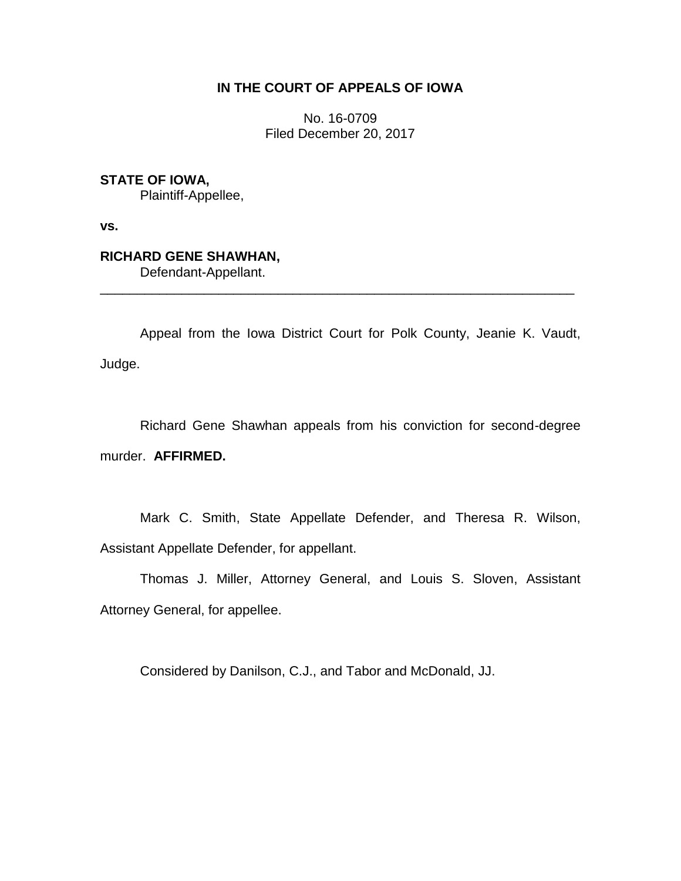**IN THE COURT OF APPEALS OF IOWA**

No. 16-0709
Filed December 20, 2017

**STATE OF IOWA,**
Plaintiff-Appellee,

**vs.**

**RICHARD GENE SHAWHAN,**
Defendant-Appellant.

---

Appeal from the Iowa District Court for Polk County, Jeanie K. Vaudt, Judge.

Richard Gene Shawhan appeals from his conviction for second-degree murder. **AFFIRMED.**

Mark C. Smith, State Appellate Defender, and Theresa R. Wilson, Assistant Appellate Defender, for appellant.

Thomas J. Miller, Attorney General, and Louis S. Sloven, Assistant Attorney General, for appellee.

Considered by Danilson, C.J., and Tabor and McDonald, JJ.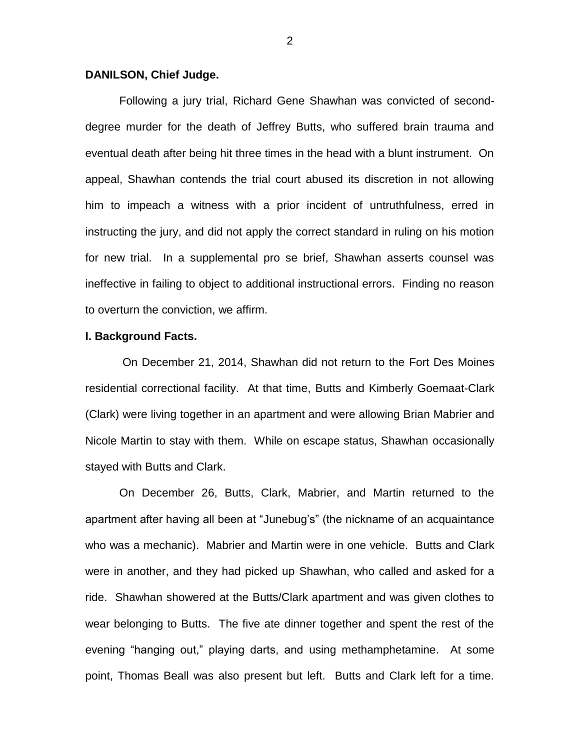**DANILSON, Chief Judge.**

Following a jury trial, Richard Gene Shawhan was convicted of second-degree murder for the death of Jeffrey Butts, who suffered brain trauma and eventual death after being hit three times in the head with a blunt instrument. On appeal, Shawhan contends the trial court abused its discretion in not allowing him to impeach a witness with a prior incident of untruthfulness, erred in instructing the jury, and did not apply the correct standard in ruling on his motion for new trial. In a supplemental pro se brief, Shawhan asserts counsel was ineffective in failing to object to additional instructional errors. Finding no reason to overturn the conviction, we affirm.

**I. Background Facts.**

On December 21, 2014, Shawhan did not return to the Fort Des Moines residential correctional facility. At that time, Butts and Kimberly Goemaat-Clark (Clark) were living together in an apartment and were allowing Brian Mabrier and Nicole Martin to stay with them. While on escape status, Shawhan occasionally stayed with Butts and Clark.

On December 26, Butts, Clark, Mabrier, and Martin returned to the apartment after having all been at "Junebug's" (the nickname of an acquaintance who was a mechanic). Mabrier and Martin were in one vehicle. Butts and Clark were in another, and they had picked up Shawhan, who called and asked for a ride. Shawhan showered at the Butts/Clark apartment and was given clothes to wear belonging to Butts. The five ate dinner together and spent the rest of the evening "hanging out," playing darts, and using methamphetamine. At some point, Thomas Beall was also present but left. Butts and Clark left for a time.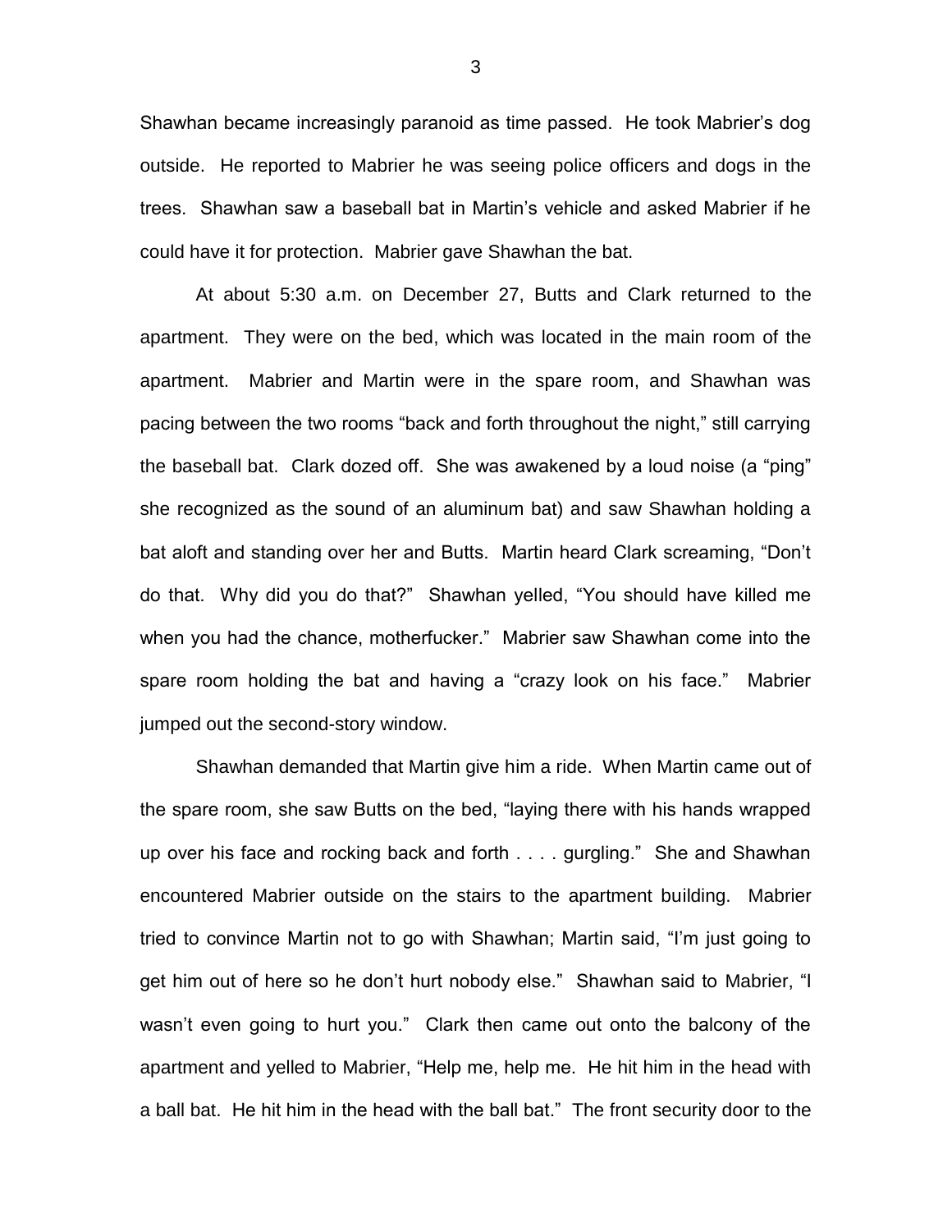Shawhan became increasingly paranoid as time passed. He took Mabrier's dog outside. He reported to Mabrier he was seeing police officers and dogs in the trees. Shawhan saw a baseball bat in Martin's vehicle and asked Mabrier if he could have it for protection. Mabrier gave Shawhan the bat.

At about 5:30 a.m. on December 27, Butts and Clark returned to the apartment. They were on the bed, which was located in the main room of the apartment. Mabrier and Martin were in the spare room, and Shawhan was pacing between the two rooms "back and forth throughout the night," still carrying the baseball bat. Clark dozed off. She was awakened by a loud noise (a "ping" she recognized as the sound of an aluminum bat) and saw Shawhan holding a bat aloft and standing over her and Butts. Martin heard Clark screaming, "Don't do that. Why did you do that?" Shawhan yelled, "You should have killed me when you had the chance, motherfucker." Mabrier saw Shawhan come into the spare room holding the bat and having a "crazy look on his face." Mabrier jumped out the second-story window.

Shawhan demanded that Martin give him a ride. When Martin came out of the spare room, she saw Butts on the bed, "laying there with his hands wrapped up over his face and rocking back and forth . . . . gurgling." She and Shawhan encountered Mabrier outside on the stairs to the apartment building. Mabrier tried to convince Martin not to go with Shawhan; Martin said, "I'm just going to get him out of here so he don't hurt nobody else." Shawhan said to Mabrier, "I wasn't even going to hurt you." Clark then came out onto the balcony of the apartment and yelled to Mabrier, "Help me, help me. He hit him in the head with a ball bat. He hit him in the head with the ball bat." The front security door to the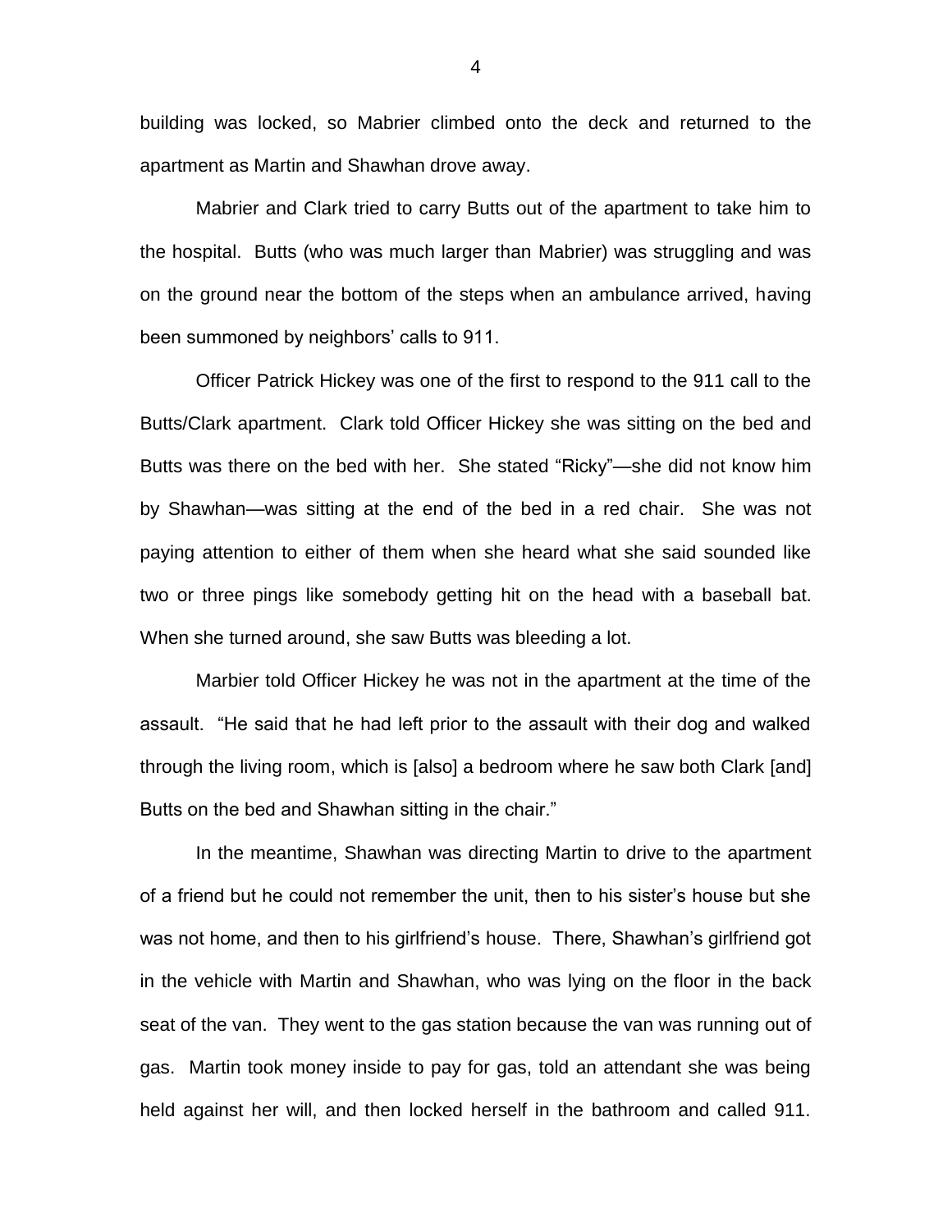building was locked, so Mabrier climbed onto the deck and returned to the apartment as Martin and Shawhan drove away.

Mabrier and Clark tried to carry Butts out of the apartment to take him to the hospital. Butts (who was much larger than Mabrier) was struggling and was on the ground near the bottom of the steps when an ambulance arrived, having been summoned by neighbors' calls to 911.

Officer Patrick Hickey was one of the first to respond to the 911 call to the Butts/Clark apartment. Clark told Officer Hickey she was sitting on the bed and Butts was there on the bed with her. She stated "Ricky"—she did not know him by Shawhan—was sitting at the end of the bed in a red chair. She was not paying attention to either of them when she heard what she said sounded like two or three pings like somebody getting hit on the head with a baseball bat. When she turned around, she saw Butts was bleeding a lot.

Marbier told Officer Hickey he was not in the apartment at the time of the assault. "He said that he had left prior to the assault with their dog and walked through the living room, which is [also] a bedroom where he saw both Clark [and] Butts on the bed and Shawhan sitting in the chair."

In the meantime, Shawhan was directing Martin to drive to the apartment of a friend but he could not remember the unit, then to his sister's house but she was not home, and then to his girlfriend's house. There, Shawhan's girlfriend got in the vehicle with Martin and Shawhan, who was lying on the floor in the back seat of the van. They went to the gas station because the van was running out of gas. Martin took money inside to pay for gas, told an attendant she was being held against her will, and then locked herself in the bathroom and called 911.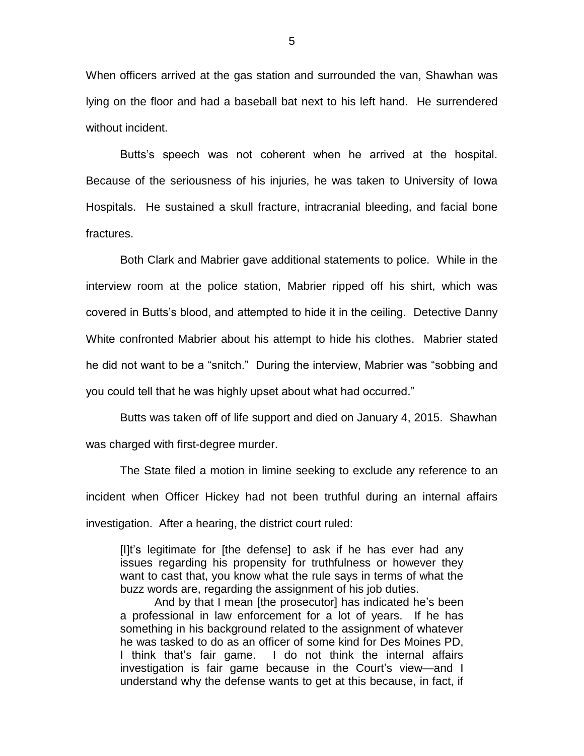When officers arrived at the gas station and surrounded the van, Shawhan was lying on the floor and had a baseball bat next to his left hand. He surrendered without incident.

Butts's speech was not coherent when he arrived at the hospital. Because of the seriousness of his injuries, he was taken to University of Iowa Hospitals. He sustained a skull fracture, intracranial bleeding, and facial bone fractures.

Both Clark and Mabrier gave additional statements to police. While in the interview room at the police station, Mabrier ripped off his shirt, which was covered in Butts's blood, and attempted to hide it in the ceiling. Detective Danny White confronted Mabrier about his attempt to hide his clothes. Mabrier stated he did not want to be a "snitch." During the interview, Mabrier was "sobbing and you could tell that he was highly upset about what had occurred."

Butts was taken off of life support and died on January 4, 2015. Shawhan was charged with first-degree murder.

The State filed a motion in limine seeking to exclude any reference to an incident when Officer Hickey had not been truthful during an internal affairs investigation. After a hearing, the district court ruled:

> [I]t's legitimate for [the defense] to ask if he has ever had any issues regarding his propensity for truthfulness or however they want to cast that, you know what the rule says in terms of what the buzz words are, regarding the assignment of his job duties.
>
> And by that I mean [the prosecutor] has indicated he's been a professional in law enforcement for a lot of years. If he has something in his background related to the assignment of whatever he was tasked to do as an officer of some kind for Des Moines PD, I think that's fair game. I do not think the internal affairs investigation is fair game because in the Court's view—and I understand why the defense wants to get at this because, in fact, if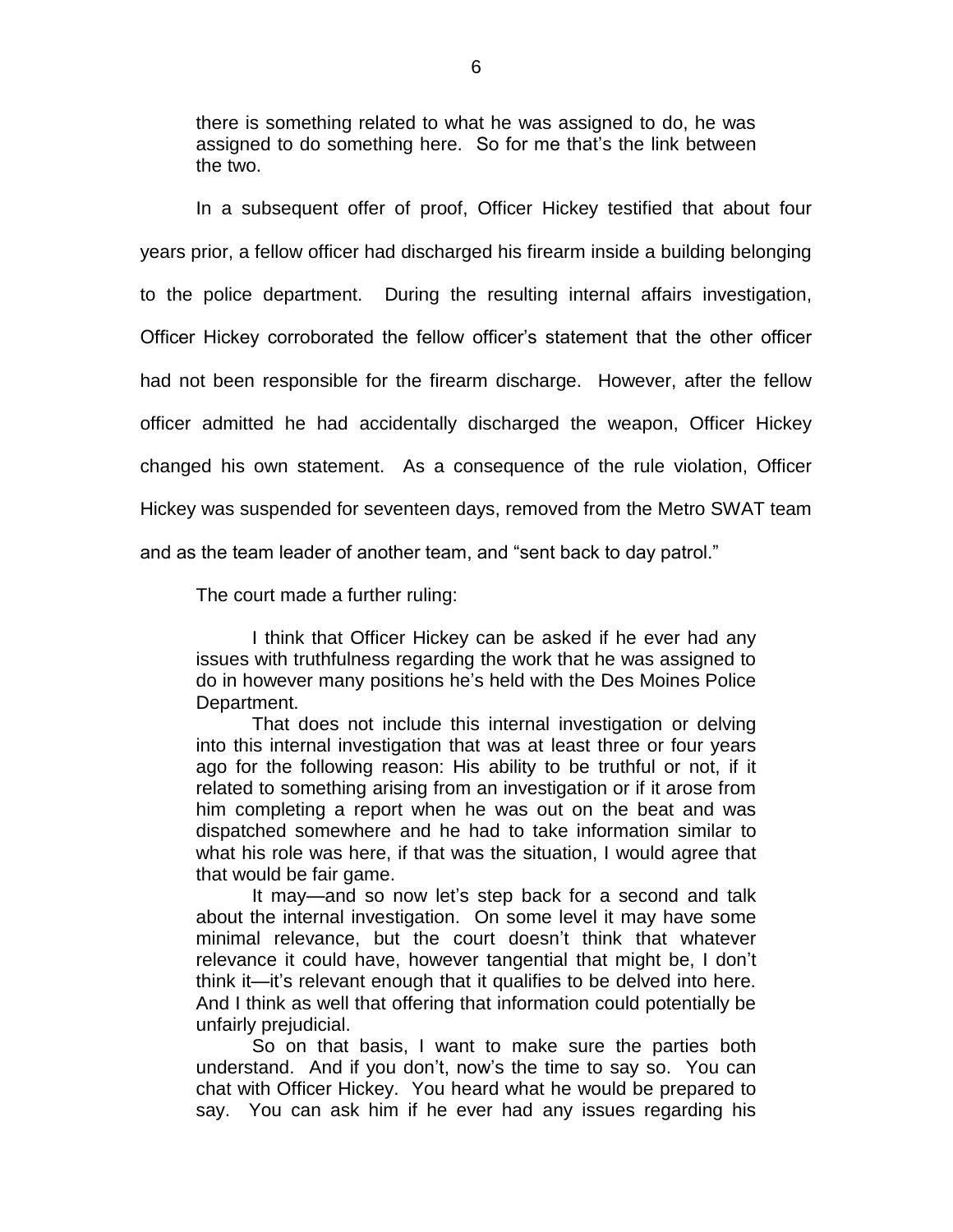> there is something related to what he was assigned to do, he was assigned to do something here. So for me that's the link between the two.

In a subsequent offer of proof, Officer Hickey testified that about four years prior, a fellow officer had discharged his firearm inside a building belonging to the police department. During the resulting internal affairs investigation, Officer Hickey corroborated the fellow officer's statement that the other officer had not been responsible for the firearm discharge. However, after the fellow officer admitted he had accidentally discharged the weapon, Officer Hickey changed his own statement. As a consequence of the rule violation, Officer Hickey was suspended for seventeen days, removed from the Metro SWAT team and as the team leader of another team, and "sent back to day patrol."

The court made a further ruling:

> I think that Officer Hickey can be asked if he ever had any issues with truthfulness regarding the work that he was assigned to do in however many positions he's held with the Des Moines Police Department.
>
> That does not include this internal investigation or delving into this internal investigation that was at least three or four years ago for the following reason: His ability to be truthful or not, if it related to something arising from an investigation or if it arose from him completing a report when he was out on the beat and was dispatched somewhere and he had to take information similar to what his role was here, if that was the situation, I would agree that that would be fair game.
>
> It may—and so now let's step back for a second and talk about the internal investigation. On some level it may have some minimal relevance, but the court doesn't think that whatever relevance it could have, however tangential that might be, I don't think it—it's relevant enough that it qualifies to be delved into here. And I think as well that offering that information could potentially be unfairly prejudicial.
>
> So on that basis, I want to make sure the parties both understand. And if you don't, now's the time to say so. You can chat with Officer Hickey. You heard what he would be prepared to say. You can ask him if he ever had any issues regarding his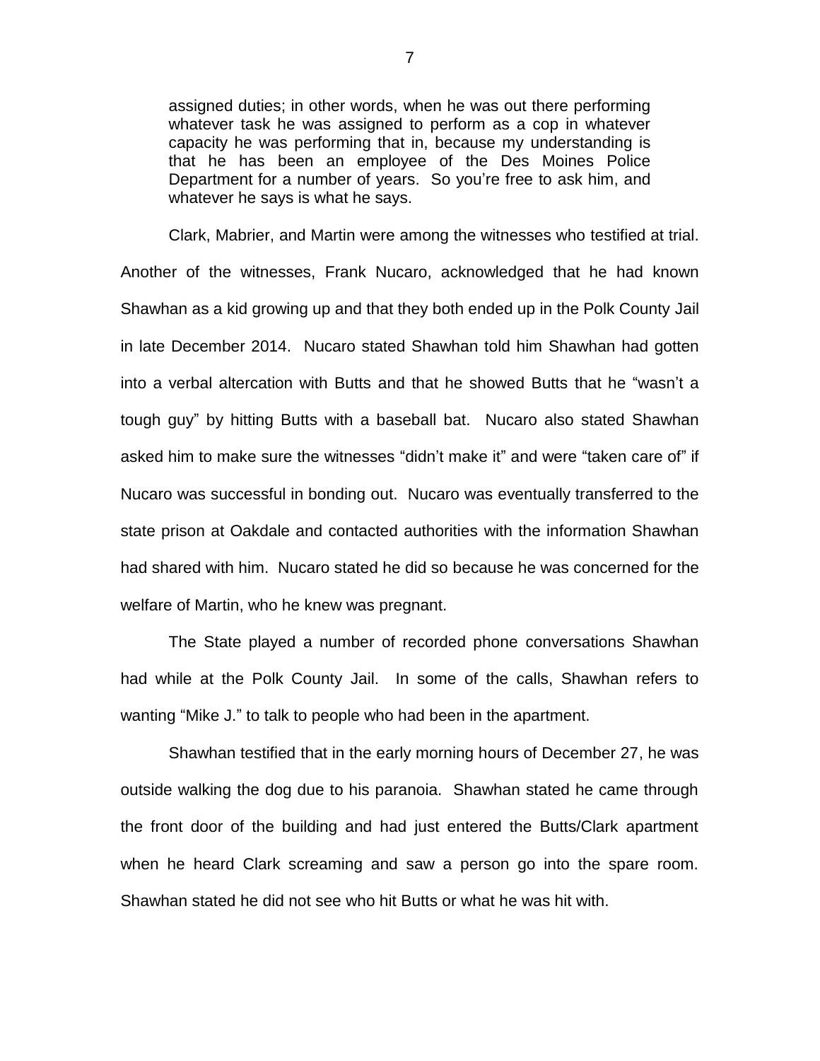> assigned duties; in other words, when he was out there performing whatever task he was assigned to perform as a cop in whatever capacity he was performing that in, because my understanding is that he has been an employee of the Des Moines Police Department for a number of years. So you're free to ask him, and whatever he says is what he says.

Clark, Mabrier, and Martin were among the witnesses who testified at trial. Another of the witnesses, Frank Nucaro, acknowledged that he had known Shawhan as a kid growing up and that they both ended up in the Polk County Jail in late December 2014. Nucaro stated Shawhan told him Shawhan had gotten into a verbal altercation with Butts and that he showed Butts that he "wasn't a tough guy" by hitting Butts with a baseball bat. Nucaro also stated Shawhan asked him to make sure the witnesses "didn't make it" and were "taken care of" if Nucaro was successful in bonding out. Nucaro was eventually transferred to the state prison at Oakdale and contacted authorities with the information Shawhan had shared with him. Nucaro stated he did so because he was concerned for the welfare of Martin, who he knew was pregnant.

The State played a number of recorded phone conversations Shawhan had while at the Polk County Jail. In some of the calls, Shawhan refers to wanting "Mike J." to talk to people who had been in the apartment.

Shawhan testified that in the early morning hours of December 27, he was outside walking the dog due to his paranoia. Shawhan stated he came through the front door of the building and had just entered the Butts/Clark apartment when he heard Clark screaming and saw a person go into the spare room. Shawhan stated he did not see who hit Butts or what he was hit with.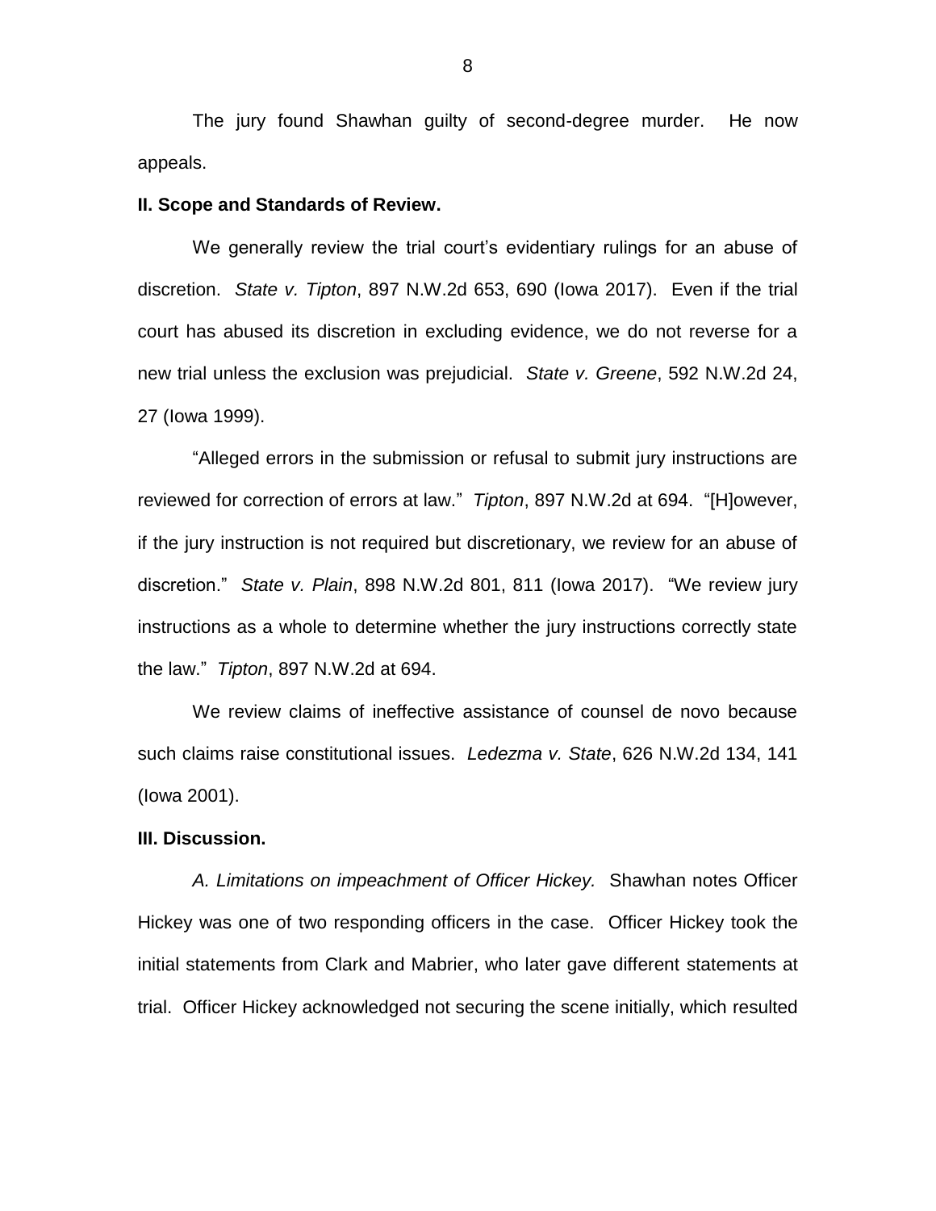The jury found Shawhan guilty of second-degree murder. He now appeals.

**II. Scope and Standards of Review.**

We generally review the trial court's evidentiary rulings for an abuse of discretion. *State v. Tipton*, 897 N.W.2d 653, 690 (Iowa 2017). Even if the trial court has abused its discretion in excluding evidence, we do not reverse for a new trial unless the exclusion was prejudicial. *State v. Greene*, 592 N.W.2d 24, 27 (Iowa 1999).

"Alleged errors in the submission or refusal to submit jury instructions are reviewed for correction of errors at law." *Tipton*, 897 N.W.2d at 694. "[H]owever, if the jury instruction is not required but discretionary, we review for an abuse of discretion." *State v. Plain*, 898 N.W.2d 801, 811 (Iowa 2017). "We review jury instructions as a whole to determine whether the jury instructions correctly state the law." *Tipton*, 897 N.W.2d at 694.

We review claims of ineffective assistance of counsel de novo because such claims raise constitutional issues. *Ledezma v. State*, 626 N.W.2d 134, 141 (Iowa 2001).

**III. Discussion.**

*A. Limitations on impeachment of Officer Hickey.* Shawhan notes Officer Hickey was one of two responding officers in the case. Officer Hickey took the initial statements from Clark and Mabrier, who later gave different statements at trial. Officer Hickey acknowledged not securing the scene initially, which resulted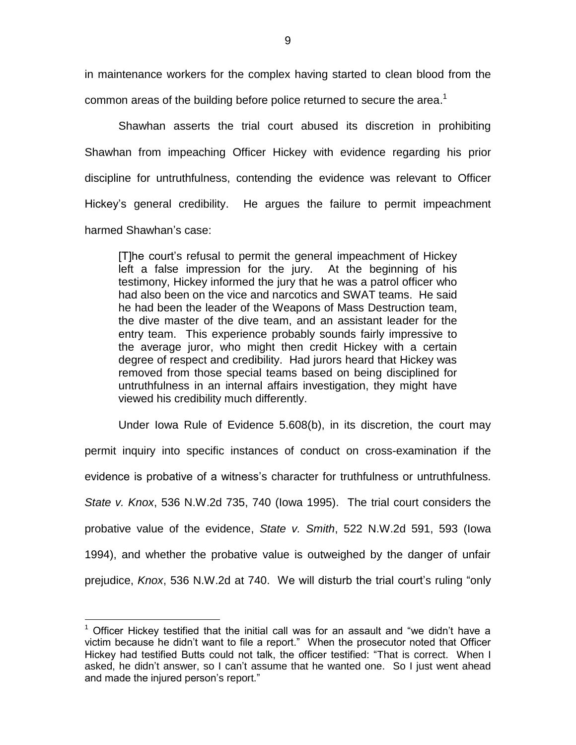in maintenance workers for the complex having started to clean blood from the common areas of the building before police returned to secure the area.[1]

Shawhan asserts the trial court abused its discretion in prohibiting Shawhan from impeaching Officer Hickey with evidence regarding his prior discipline for untruthfulness, contending the evidence was relevant to Officer Hickey's general credibility. He argues the failure to permit impeachment harmed Shawhan's case:

> [T]he court's refusal to permit the general impeachment of Hickey left a false impression for the jury. At the beginning of his testimony, Hickey informed the jury that he was a patrol officer who had also been on the vice and narcotics and SWAT teams. He said he had been the leader of the Weapons of Mass Destruction team, the dive master of the dive team, and an assistant leader for the entry team. This experience probably sounds fairly impressive to the average juror, who might then credit Hickey with a certain degree of respect and credibility. Had jurors heard that Hickey was removed from those special teams based on being disciplined for untruthfulness in an internal affairs investigation, they might have viewed his credibility much differently.

Under Iowa Rule of Evidence 5.608(b), in its discretion, the court may permit inquiry into specific instances of conduct on cross-examination if the evidence is probative of a witness's character for truthfulness or untruthfulness. *State v. Knox*, 536 N.W.2d 735, 740 (Iowa 1995). The trial court considers the probative value of the evidence, *State v. Smith*, 522 N.W.2d 591, 593 (Iowa 1994), and whether the probative value is outweighed by the danger of unfair prejudice, *Knox*, 536 N.W.2d at 740. We will disturb the trial court's ruling "only

---

[1] Officer Hickey testified that the initial call was for an assault and "we didn't have a victim because he didn't want to file a report." When the prosecutor noted that Officer Hickey had testified Butts could not talk, the officer testified: "That is correct. When I asked, he didn't answer, so I can't assume that he wanted one. So I just went ahead and made the injured person's report."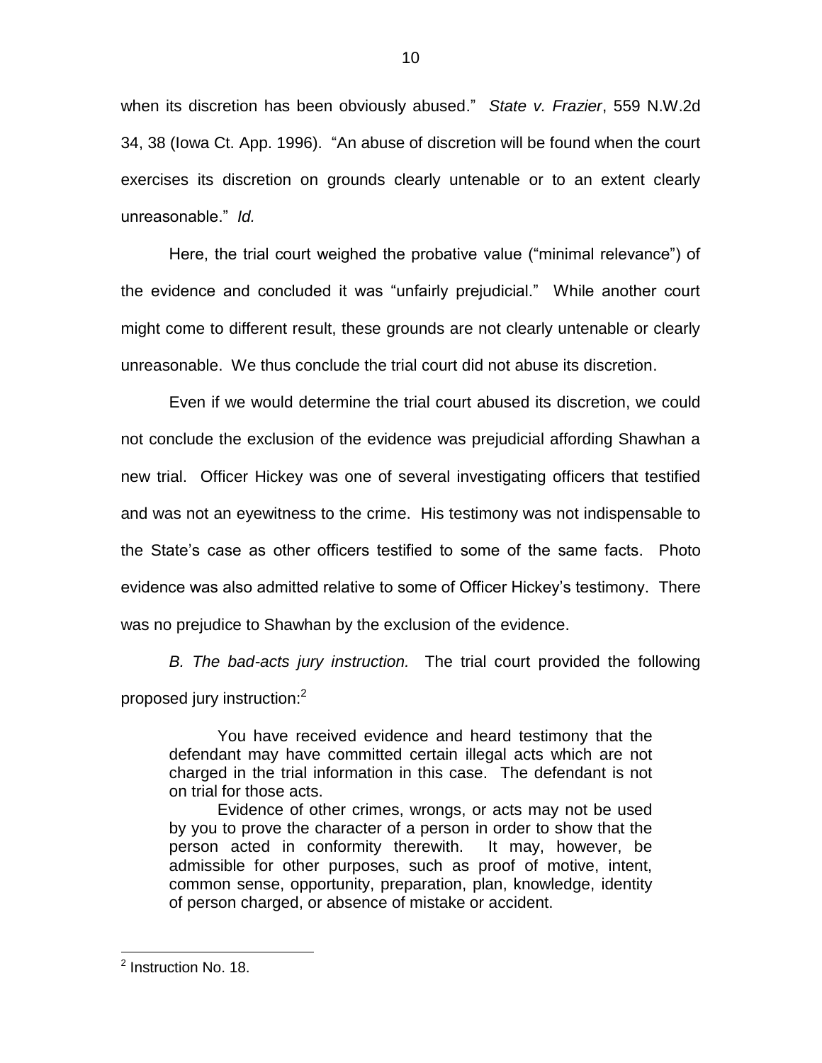when its discretion has been obviously abused." *State v. Frazier*, 559 N.W.2d 34, 38 (Iowa Ct. App. 1996). "An abuse of discretion will be found when the court exercises its discretion on grounds clearly untenable or to an extent clearly unreasonable." *Id.*

Here, the trial court weighed the probative value ("minimal relevance") of the evidence and concluded it was "unfairly prejudicial." While another court might come to different result, these grounds are not clearly untenable or clearly unreasonable. We thus conclude the trial court did not abuse its discretion.

Even if we would determine the trial court abused its discretion, we could not conclude the exclusion of the evidence was prejudicial affording Shawhan a new trial. Officer Hickey was one of several investigating officers that testified and was not an eyewitness to the crime. His testimony was not indispensable to the State's case as other officers testified to some of the same facts. Photo evidence was also admitted relative to some of Officer Hickey's testimony. There was no prejudice to Shawhan by the exclusion of the evidence.

*B. The bad-acts jury instruction.* The trial court provided the following proposed jury instruction:[2]

> You have received evidence and heard testimony that the defendant may have committed certain illegal acts which are not charged in the trial information in this case. The defendant is not on trial for those acts.
>
> Evidence of other crimes, wrongs, or acts may not be used by you to prove the character of a person in order to show that the person acted in conformity therewith. It may, however, be admissible for other purposes, such as proof of motive, intent, common sense, opportunity, preparation, plan, knowledge, identity of person charged, or absence of mistake or accident.

[2] Instruction No. 18.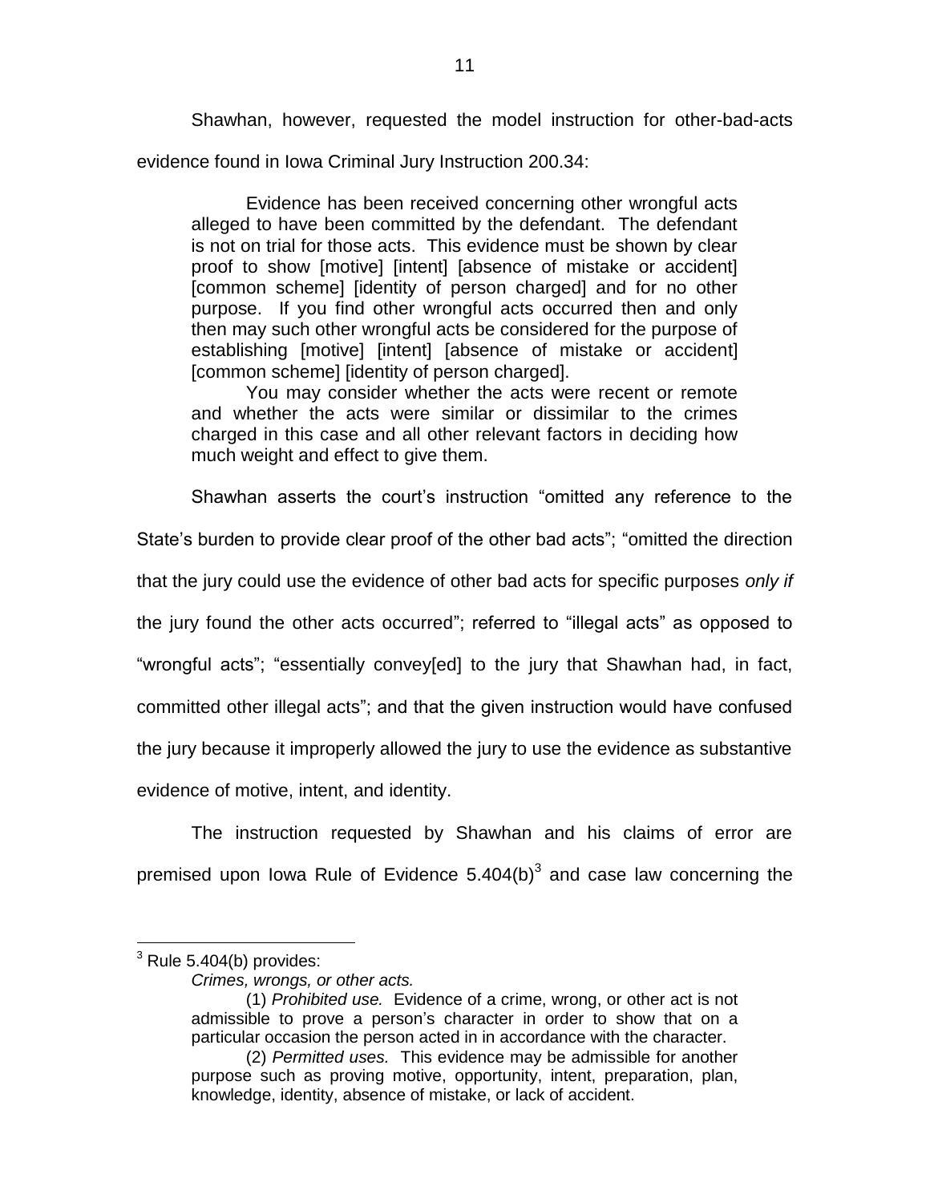Shawhan, however, requested the model instruction for other-bad-acts evidence found in Iowa Criminal Jury Instruction 200.34:

> Evidence has been received concerning other wrongful acts alleged to have been committed by the defendant. The defendant is not on trial for those acts. This evidence must be shown by clear proof to show [motive] [intent] [absence of mistake or accident] [common scheme] [identity of person charged] and for no other purpose. If you find other wrongful acts occurred then and only then may such other wrongful acts be considered for the purpose of establishing [motive] [intent] [absence of mistake or accident] [common scheme] [identity of person charged].
>
> You may consider whether the acts were recent or remote and whether the acts were similar or dissimilar to the crimes charged in this case and all other relevant factors in deciding how much weight and effect to give them.

Shawhan asserts the court's instruction "omitted any reference to the State's burden to provide clear proof of the other bad acts"; "omitted the direction that the jury could use the evidence of other bad acts for specific purposes *only if* the jury found the other acts occurred"; referred to "illegal acts" as opposed to "wrongful acts"; "essentially convey[ed] to the jury that Shawhan had, in fact, committed other illegal acts"; and that the given instruction would have confused the jury because it improperly allowed the jury to use the evidence as substantive evidence of motive, intent, and identity.

The instruction requested by Shawhan and his claims of error are premised upon Iowa Rule of Evidence 5.404(b)[3] and case law concerning the

---

[3] Rule 5.404(b) provides:

> *Crimes, wrongs, or other acts.*
>
> (1) *Prohibited use.* Evidence of a crime, wrong, or other act is not admissible to prove a person's character in order to show that on a particular occasion the person acted in in accordance with the character.
>
> (2) *Permitted uses.* This evidence may be admissible for another purpose such as proving motive, opportunity, intent, preparation, plan, knowledge, identity, absence of mistake, or lack of accident.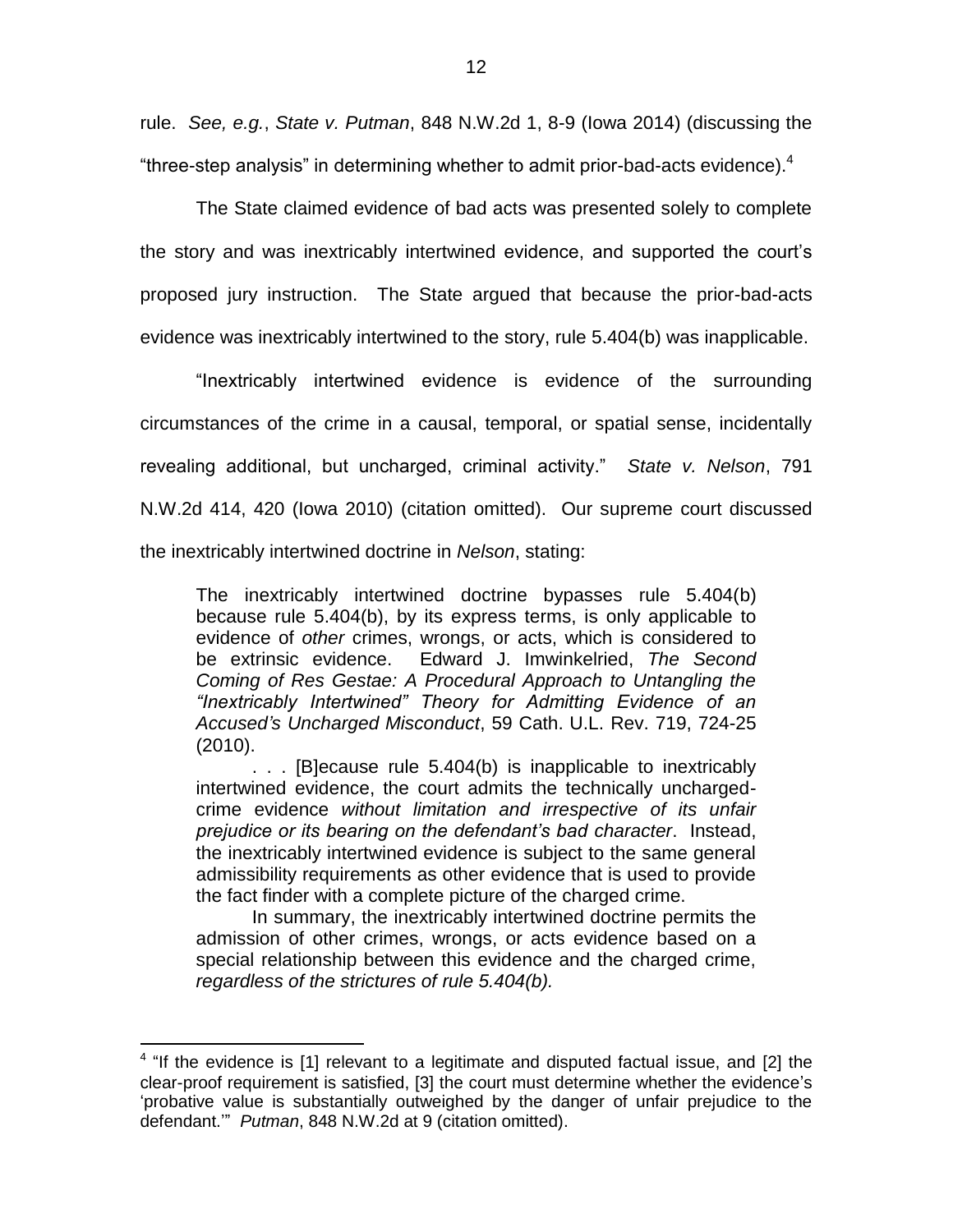rule. *See, e.g.*, *State v. Putman*, 848 N.W.2d 1, 8-9 (Iowa 2014) (discussing the "three-step analysis" in determining whether to admit prior-bad-acts evidence).[4]

The State claimed evidence of bad acts was presented solely to complete the story and was inextricably intertwined evidence, and supported the court's proposed jury instruction. The State argued that because the prior-bad-acts evidence was inextricably intertwined to the story, rule 5.404(b) was inapplicable.

"Inextricably intertwined evidence is evidence of the surrounding circumstances of the crime in a causal, temporal, or spatial sense, incidentally revealing additional, but uncharged, criminal activity." *State v. Nelson*, 791 N.W.2d 414, 420 (Iowa 2010) (citation omitted). Our supreme court discussed the inextricably intertwined doctrine in *Nelson*, stating:

> The inextricably intertwined doctrine bypasses rule 5.404(b) because rule 5.404(b), by its express terms, is only applicable to evidence of *other* crimes, wrongs, or acts, which is considered to be extrinsic evidence. Edward J. Imwinkelried, *The Second Coming of Res Gestae: A Procedural Approach to Untangling the "Inextricably Intertwined" Theory for Admitting Evidence of an Accused's Uncharged Misconduct*, 59 Cath. U.L. Rev. 719, 724-25 (2010).
>
> . . . [B]ecause rule 5.404(b) is inapplicable to inextricably intertwined evidence, the court admits the technically uncharged-crime evidence *without limitation and irrespective of its unfair prejudice or its bearing on the defendant's bad character*. Instead, the inextricably intertwined evidence is subject to the same general admissibility requirements as other evidence that is used to provide the fact finder with a complete picture of the charged crime.
>
> In summary, the inextricably intertwined doctrine permits the admission of other crimes, wrongs, or acts evidence based on a special relationship between this evidence and the charged crime, *regardless of the strictures of rule 5.404(b).*

---

[4] "If the evidence is [1] relevant to a legitimate and disputed factual issue, and [2] the clear-proof requirement is satisfied, [3] the court must determine whether the evidence's 'probative value is substantially outweighed by the danger of unfair prejudice to the defendant.'" *Putman*, 848 N.W.2d at 9 (citation omitted).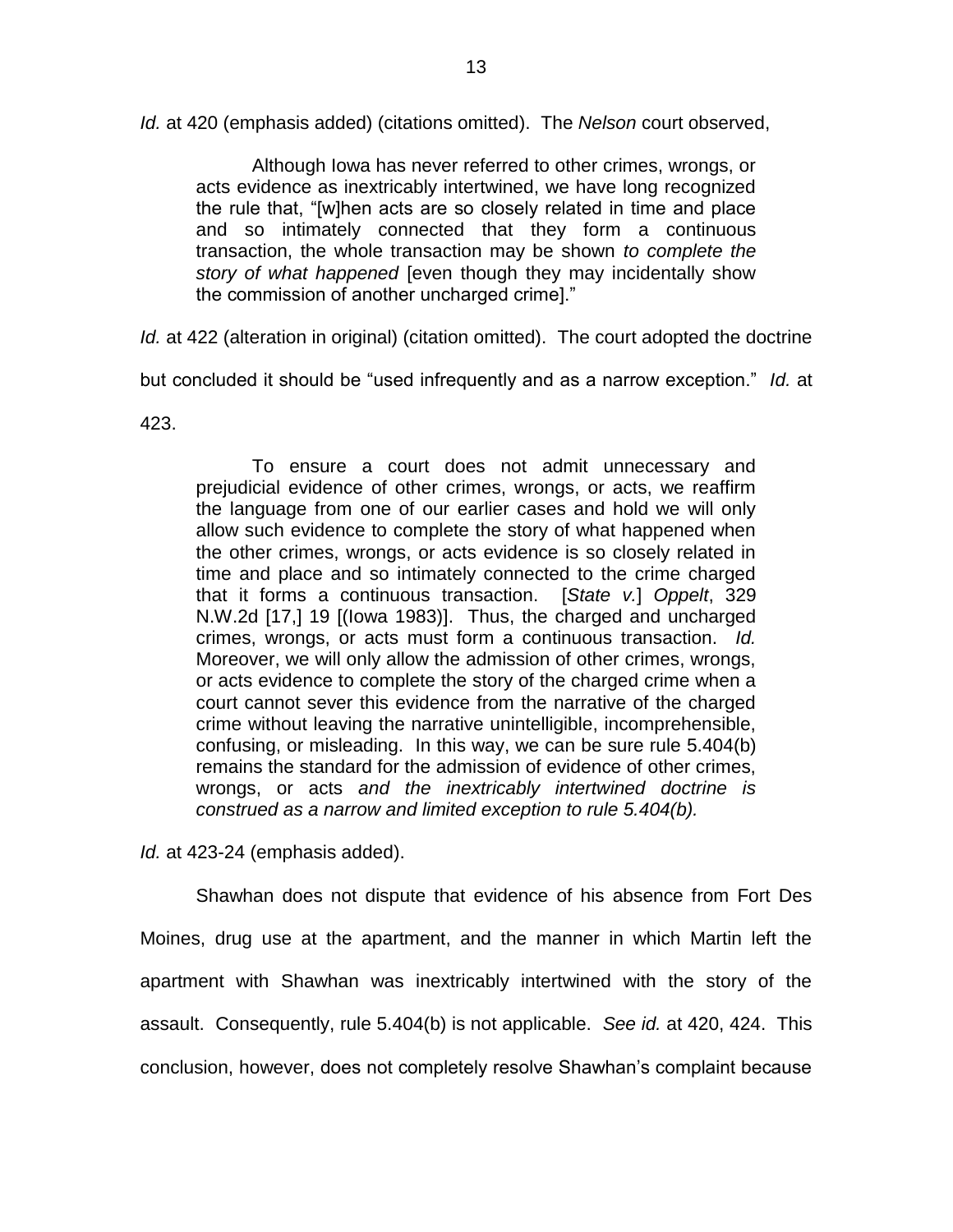*Id.* at 420 (emphasis added) (citations omitted). The *Nelson* court observed,

> Although Iowa has never referred to other crimes, wrongs, or acts evidence as inextricably intertwined, we have long recognized the rule that, "[w]hen acts are so closely related in time and place and so intimately connected that they form a continuous transaction, the whole transaction may be shown *to complete the story of what happened* [even though they may incidentally show the commission of another uncharged crime]."

*Id.* at 422 (alteration in original) (citation omitted). The court adopted the doctrine but concluded it should be "used infrequently and as a narrow exception." *Id.* at 423.

> To ensure a court does not admit unnecessary and prejudicial evidence of other crimes, wrongs, or acts, we reaffirm the language from one of our earlier cases and hold we will only allow such evidence to complete the story of what happened when the other crimes, wrongs, or acts evidence is so closely related in time and place and so intimately connected to the crime charged that it forms a continuous transaction. [*State v.*] *Oppelt*, 329 N.W.2d [17,] 19 [(Iowa 1983)]. Thus, the charged and uncharged crimes, wrongs, or acts must form a continuous transaction. *Id.* Moreover, we will only allow the admission of other crimes, wrongs, or acts evidence to complete the story of the charged crime when a court cannot sever this evidence from the narrative of the charged crime without leaving the narrative unintelligible, incomprehensible, confusing, or misleading. In this way, we can be sure rule 5.404(b) remains the standard for the admission of evidence of other crimes, wrongs, or acts *and the inextricably intertwined doctrine is construed as a narrow and limited exception to rule 5.404(b).*

*Id.* at 423-24 (emphasis added).

Shawhan does not dispute that evidence of his absence from Fort Des Moines, drug use at the apartment, and the manner in which Martin left the apartment with Shawhan was inextricably intertwined with the story of the assault. Consequently, rule 5.404(b) is not applicable. *See id.* at 420, 424. This conclusion, however, does not completely resolve Shawhan's complaint because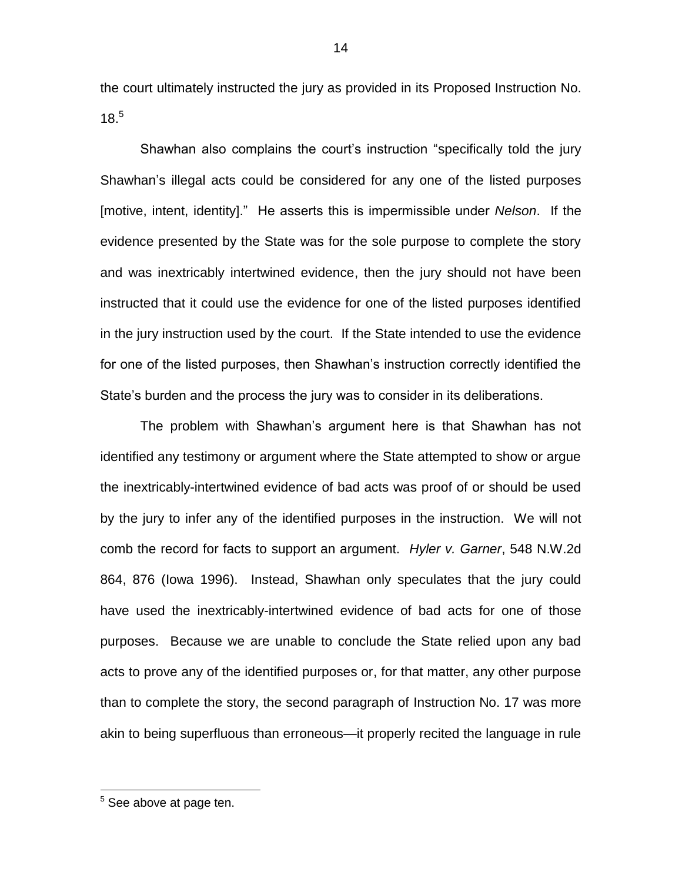the court ultimately instructed the jury as provided in its Proposed Instruction No. 18.[5]

Shawhan also complains the court's instruction "specifically told the jury Shawhan's illegal acts could be considered for any one of the listed purposes [motive, intent, identity]." He asserts this is impermissible under *Nelson*. If the evidence presented by the State was for the sole purpose to complete the story and was inextricably intertwined evidence, then the jury should not have been instructed that it could use the evidence for one of the listed purposes identified in the jury instruction used by the court. If the State intended to use the evidence for one of the listed purposes, then Shawhan's instruction correctly identified the State's burden and the process the jury was to consider in its deliberations.

The problem with Shawhan's argument here is that Shawhan has not identified any testimony or argument where the State attempted to show or argue the inextricably-intertwined evidence of bad acts was proof of or should be used by the jury to infer any of the identified purposes in the instruction. We will not comb the record for facts to support an argument. *Hyler v. Garner*, 548 N.W.2d 864, 876 (Iowa 1996). Instead, Shawhan only speculates that the jury could have used the inextricably-intertwined evidence of bad acts for one of those purposes. Because we are unable to conclude the State relied upon any bad acts to prove any of the identified purposes or, for that matter, any other purpose than to complete the story, the second paragraph of Instruction No. 17 was more akin to being superfluous than erroneous—it properly recited the language in rule

[5] See above at page ten.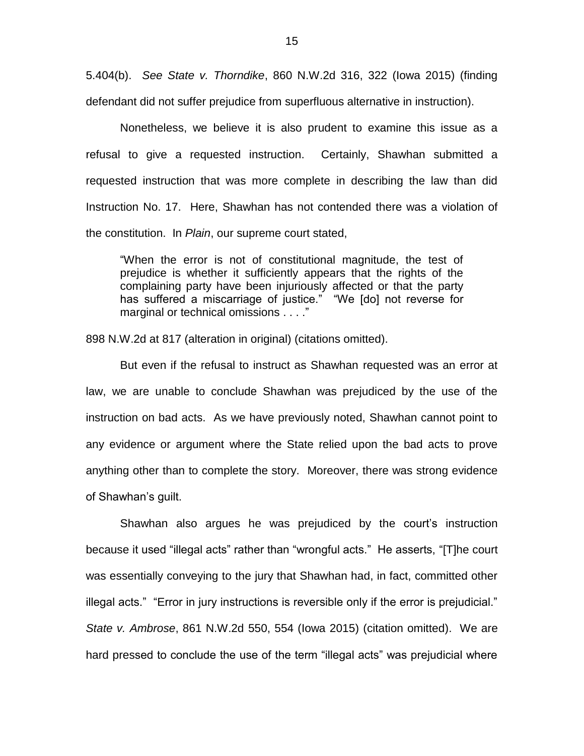5.404(b). *See State v. Thorndike*, 860 N.W.2d 316, 322 (Iowa 2015) (finding defendant did not suffer prejudice from superfluous alternative in instruction).

Nonetheless, we believe it is also prudent to examine this issue as a refusal to give a requested instruction. Certainly, Shawhan submitted a requested instruction that was more complete in describing the law than did Instruction No. 17. Here, Shawhan has not contended there was a violation of the constitution. In *Plain*, our supreme court stated,

> "When the error is not of constitutional magnitude, the test of prejudice is whether it sufficiently appears that the rights of the complaining party have been injuriously affected or that the party has suffered a miscarriage of justice." "We [do] not reverse for marginal or technical omissions . . . ."

898 N.W.2d at 817 (alteration in original) (citations omitted).

But even if the refusal to instruct as Shawhan requested was an error at law, we are unable to conclude Shawhan was prejudiced by the use of the instruction on bad acts. As we have previously noted, Shawhan cannot point to any evidence or argument where the State relied upon the bad acts to prove anything other than to complete the story. Moreover, there was strong evidence of Shawhan's guilt.

Shawhan also argues he was prejudiced by the court's instruction because it used "illegal acts" rather than "wrongful acts." He asserts, "[T]he court was essentially conveying to the jury that Shawhan had, in fact, committed other illegal acts." "Error in jury instructions is reversible only if the error is prejudicial." *State v. Ambrose*, 861 N.W.2d 550, 554 (Iowa 2015) (citation omitted). We are hard pressed to conclude the use of the term "illegal acts" was prejudicial where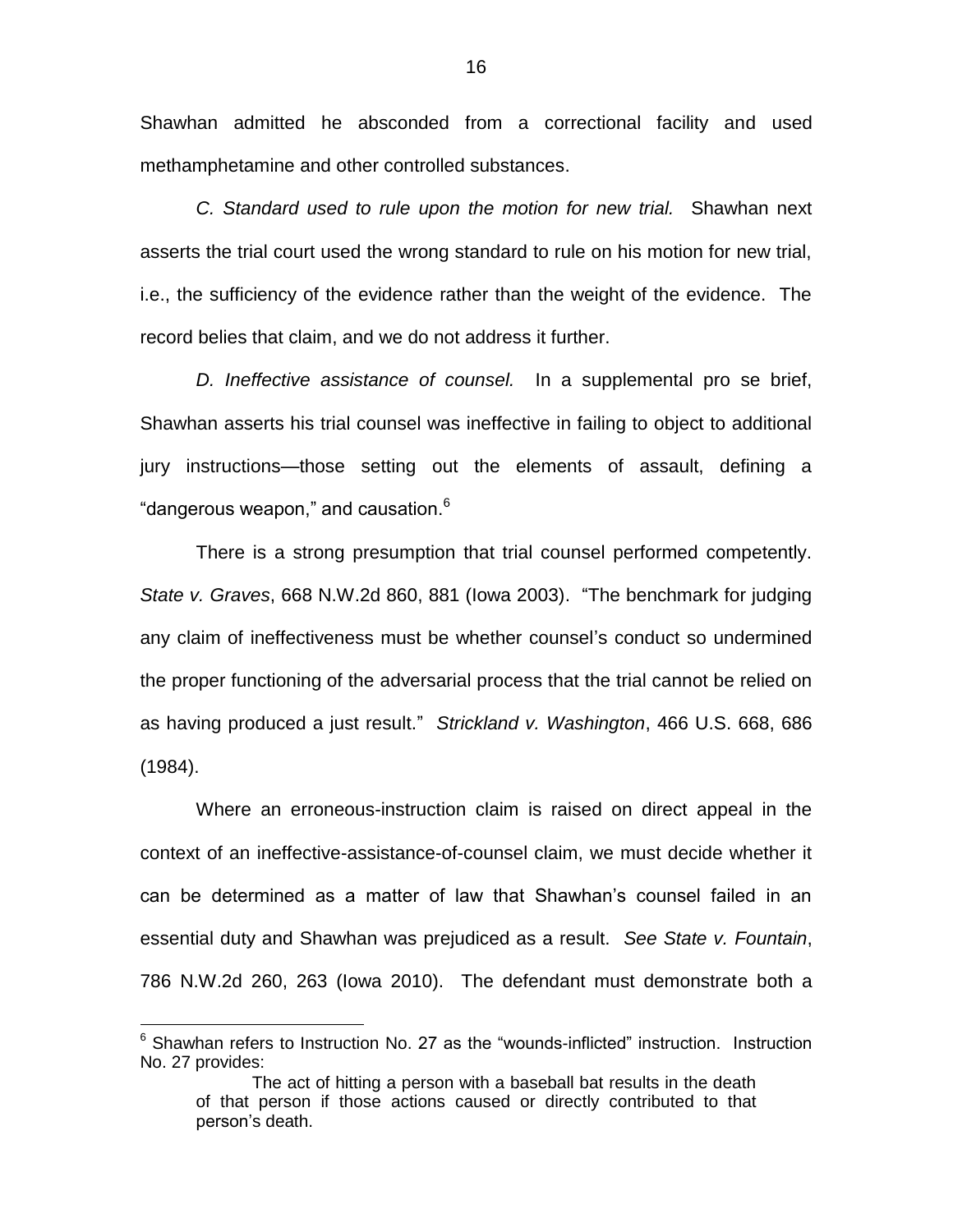Shawhan admitted he absconded from a correctional facility and used methamphetamine and other controlled substances.

*C. Standard used to rule upon the motion for new trial.* Shawhan next asserts the trial court used the wrong standard to rule on his motion for new trial, i.e., the sufficiency of the evidence rather than the weight of the evidence. The record belies that claim, and we do not address it further.

*D. Ineffective assistance of counsel.* In a supplemental pro se brief, Shawhan asserts his trial counsel was ineffective in failing to object to additional jury instructions—those setting out the elements of assault, defining a "dangerous weapon," and causation.[6]

There is a strong presumption that trial counsel performed competently. *State v. Graves*, 668 N.W.2d 860, 881 (Iowa 2003). "The benchmark for judging any claim of ineffectiveness must be whether counsel's conduct so undermined the proper functioning of the adversarial process that the trial cannot be relied on as having produced a just result." *Strickland v. Washington*, 466 U.S. 668, 686 (1984).

Where an erroneous-instruction claim is raised on direct appeal in the context of an ineffective-assistance-of-counsel claim, we must decide whether it can be determined as a matter of law that Shawhan's counsel failed in an essential duty and Shawhan was prejudiced as a result. *See State v. Fountain*, 786 N.W.2d 260, 263 (Iowa 2010). The defendant must demonstrate both a

---

[6] Shawhan refers to Instruction No. 27 as the "wounds-inflicted" instruction. Instruction No. 27 provides:

> The act of hitting a person with a baseball bat results in the death of that person if those actions caused or directly contributed to that person's death.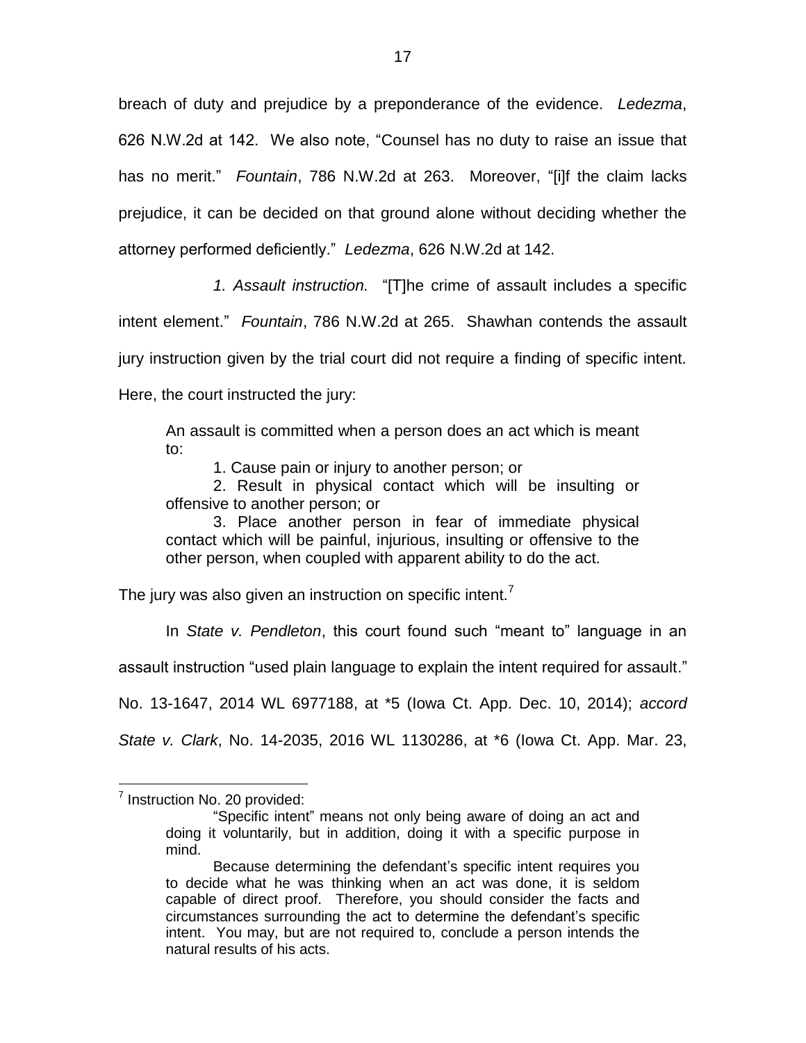breach of duty and prejudice by a preponderance of the evidence. *Ledezma*, 626 N.W.2d at 142. We also note, "Counsel has no duty to raise an issue that has no merit." *Fountain*, 786 N.W.2d at 263. Moreover, "[i]f the claim lacks prejudice, it can be decided on that ground alone without deciding whether the attorney performed deficiently." *Ledezma*, 626 N.W.2d at 142.

*1. Assault instruction.* "[T]he crime of assault includes a specific intent element." *Fountain*, 786 N.W.2d at 265. Shawhan contends the assault jury instruction given by the trial court did not require a finding of specific intent. Here, the court instructed the jury:

> An assault is committed when a person does an act which is meant to:
>
> 1. Cause pain or injury to another person; or
>
> 2. Result in physical contact which will be insulting or offensive to another person; or
>
> 3. Place another person in fear of immediate physical contact which will be painful, injurious, insulting or offensive to the other person, when coupled with apparent ability to do the act.

The jury was also given an instruction on specific intent.[7]

In *State v. Pendleton*, this court found such "meant to" language in an assault instruction "used plain language to explain the intent required for assault." No. 13-1647, 2014 WL 6977188, at *5 (Iowa Ct. App. Dec. 10, 2014); *accord State v. Clark*, No. 14-2035, 2016 WL 1130286, at *6 (Iowa Ct. App. Mar. 23,

---

[7] Instruction No. 20 provided:

> "Specific intent" means not only being aware of doing an act and doing it voluntarily, but in addition, doing it with a specific purpose in mind.
>
> Because determining the defendant's specific intent requires you to decide what he was thinking when an act was done, it is seldom capable of direct proof. Therefore, you should consider the facts and circumstances surrounding the act to determine the defendant's specific intent. You may, but are not required to, conclude a person intends the natural results of his acts.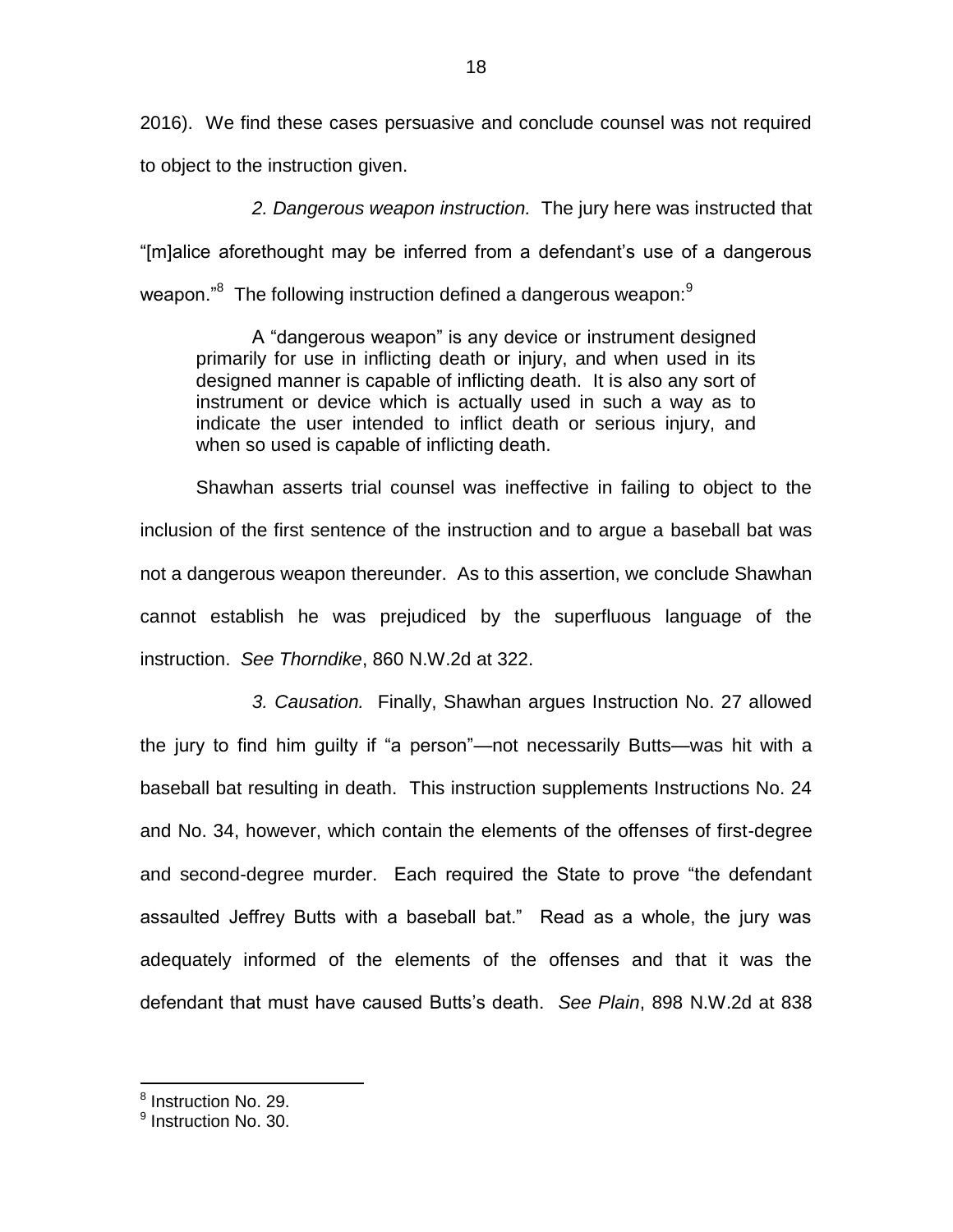2016). We find these cases persuasive and conclude counsel was not required to object to the instruction given.

*2. Dangerous weapon instruction.* The jury here was instructed that "[m]alice aforethought may be inferred from a defendant's use of a dangerous weapon."[8] The following instruction defined a dangerous weapon:[9]

> A "dangerous weapon" is any device or instrument designed primarily for use in inflicting death or injury, and when used in its designed manner is capable of inflicting death. It is also any sort of instrument or device which is actually used in such a way as to indicate the user intended to inflict death or serious injury, and when so used is capable of inflicting death.

Shawhan asserts trial counsel was ineffective in failing to object to the inclusion of the first sentence of the instruction and to argue a baseball bat was not a dangerous weapon thereunder. As to this assertion, we conclude Shawhan cannot establish he was prejudiced by the superfluous language of the instruction. *See Thorndike*, 860 N.W.2d at 322.

*3. Causation.* Finally, Shawhan argues Instruction No. 27 allowed the jury to find him guilty if "a person"—not necessarily Butts—was hit with a baseball bat resulting in death. This instruction supplements Instructions No. 24 and No. 34, however, which contain the elements of the offenses of first-degree and second-degree murder. Each required the State to prove "the defendant assaulted Jeffrey Butts with a baseball bat." Read as a whole, the jury was adequately informed of the elements of the offenses and that it was the defendant that must have caused Butts's death. *See Plain*, 898 N.W.2d at 838

---

[8] Instruction No. 29.

[9] Instruction No. 30.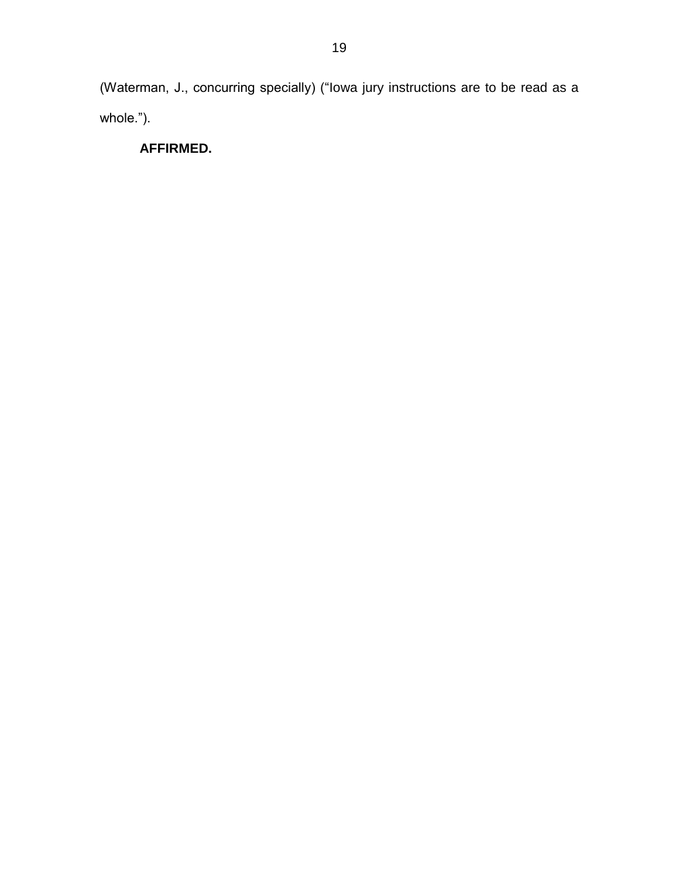(Waterman, J., concurring specially) ("Iowa jury instructions are to be read as a whole.").

**AFFIRMED.**